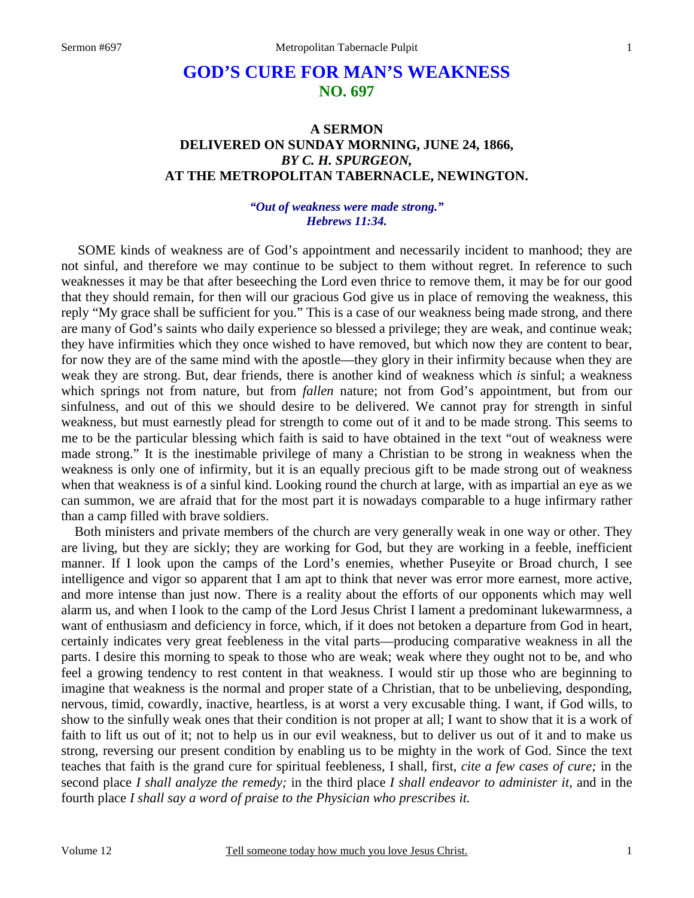# GOD'S CURE FOR MAN'S WEAKNESS
## NO. 697

### A SERMON
### DELIVERED ON SUNDAY MORNING, JUNE 24, 1866,
### *BY C. H. SPURGEON,*
### AT THE METROPOLITAN TABERNACLE, NEWINGTON.

***"Out of weakness were made strong." Hebrews 11:34.***

SOME kinds of weakness are of God's appointment and necessarily incident to manhood; they are not sinful, and therefore we may continue to be subject to them without regret. In reference to such weaknesses it may be that after beseeching the Lord even thrice to remove them, it may be for our good that they should remain, for then will our gracious God give us in place of removing the weakness, this reply "My grace shall be sufficient for you." This is a case of our weakness being made strong, and there are many of God's saints who daily experience so blessed a privilege; they are weak, and continue weak; they have infirmities which they once wished to have removed, but which now they are content to bear, for now they are of the same mind with the apostle—they glory in their infirmity because when they are weak they are strong. But, dear friends, there is another kind of weakness which *is* sinful; a weakness which springs not from nature, but from *fallen* nature; not from God's appointment, but from our sinfulness, and out of this we should desire to be delivered. We cannot pray for strength in sinful weakness, but must earnestly plead for strength to come out of it and to be made strong. This seems to me to be the particular blessing which faith is said to have obtained in the text "out of weakness were made strong." It is the inestimable privilege of many a Christian to be strong in weakness when the weakness is only one of infirmity, but it is an equally precious gift to be made strong out of weakness when that weakness is of a sinful kind. Looking round the church at large, with as impartial an eye as we can summon, we are afraid that for the most part it is nowadays comparable to a huge infirmary rather than a camp filled with brave soldiers.

Both ministers and private members of the church are very generally weak in one way or other. They are living, but they are sickly; they are working for God, but they are working in a feeble, inefficient manner. If I look upon the camps of the Lord's enemies, whether Puseyite or Broad church, I see intelligence and vigor so apparent that I am apt to think that never was error more earnest, more active, and more intense than just now. There is a reality about the efforts of our opponents which may well alarm us, and when I look to the camp of the Lord Jesus Christ I lament a predominant lukewarmness, a want of enthusiasm and deficiency in force, which, if it does not betoken a departure from God in heart, certainly indicates very great feebleness in the vital parts—producing comparative weakness in all the parts. I desire this morning to speak to those who are weak; weak where they ought not to be, and who feel a growing tendency to rest content in that weakness. I would stir up those who are beginning to imagine that weakness is the normal and proper state of a Christian, that to be unbelieving, desponding, nervous, timid, cowardly, inactive, heartless, is at worst a very excusable thing. I want, if God wills, to show to the sinfully weak ones that their condition is not proper at all; I want to show that it is a work of faith to lift us out of it; not to help us in our evil weakness, but to deliver us out of it and to make us strong, reversing our present condition by enabling us to be mighty in the work of God. Since the text teaches that faith is the grand cure for spiritual feebleness, I shall, first, *cite a few cases of cure;* in the second place *I shall analyze the remedy;* in the third place *I shall endeavor to administer it,* and in the fourth place *I shall say a word of praise to the Physician who prescribes it.*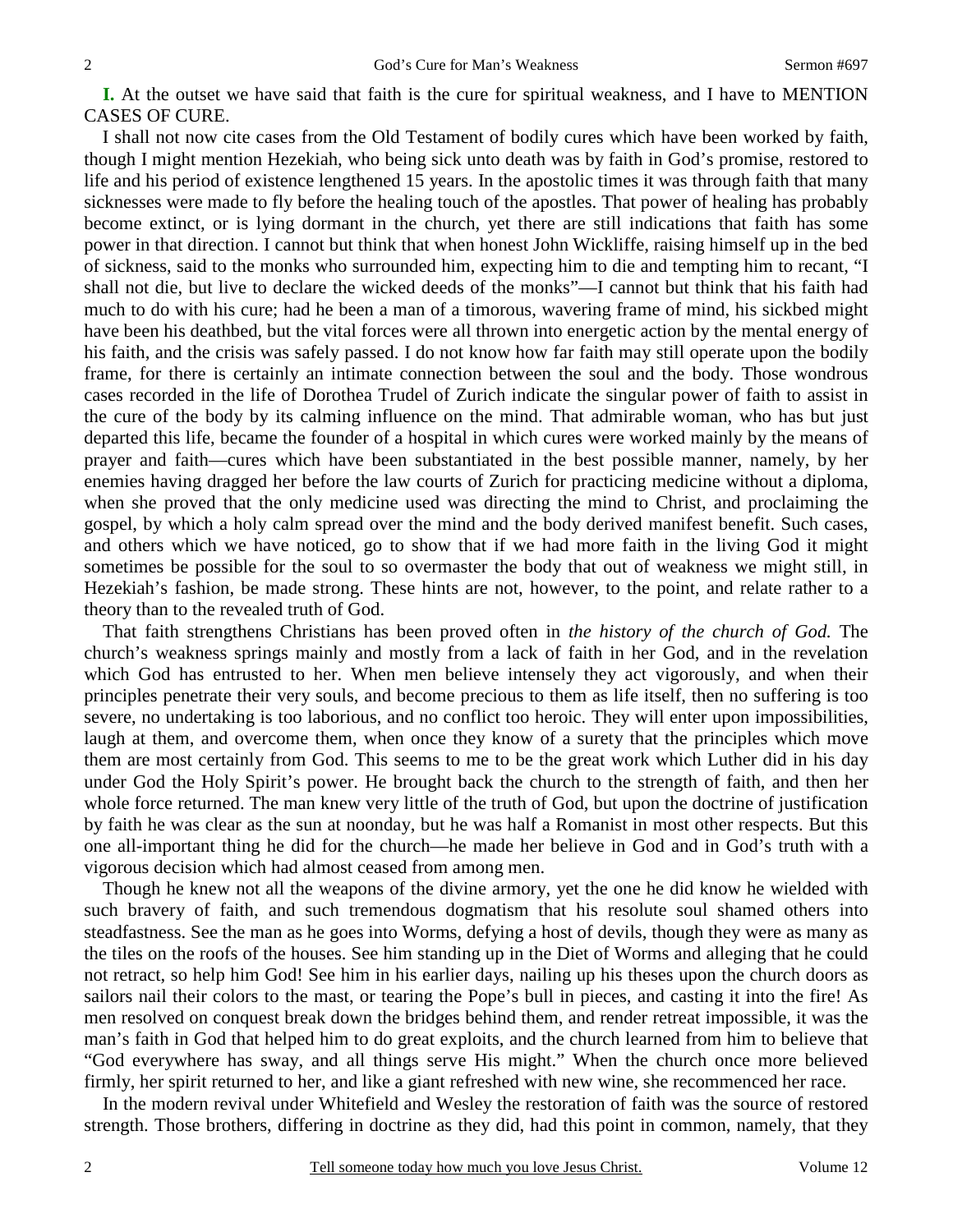**I.** At the outset we have said that faith is the cure for spiritual weakness, and I have to MENTION CASES OF CURE.

I shall not now cite cases from the Old Testament of bodily cures which have been worked by faith, though I might mention Hezekiah, who being sick unto death was by faith in God's promise, restored to life and his period of existence lengthened 15 years. In the apostolic times it was through faith that many sicknesses were made to fly before the healing touch of the apostles. That power of healing has probably become extinct, or is lying dormant in the church, yet there are still indications that faith has some power in that direction. I cannot but think that when honest John Wickliffe, raising himself up in the bed of sickness, said to the monks who surrounded him, expecting him to die and tempting him to recant, "I shall not die, but live to declare the wicked deeds of the monks"—I cannot but think that his faith had much to do with his cure; had he been a man of a timorous, wavering frame of mind, his sickbed might have been his deathbed, but the vital forces were all thrown into energetic action by the mental energy of his faith, and the crisis was safely passed. I do not know how far faith may still operate upon the bodily frame, for there is certainly an intimate connection between the soul and the body. Those wondrous cases recorded in the life of Dorothea Trudel of Zurich indicate the singular power of faith to assist in the cure of the body by its calming influence on the mind. That admirable woman, who has but just departed this life, became the founder of a hospital in which cures were worked mainly by the means of prayer and faith—cures which have been substantiated in the best possible manner, namely, by her enemies having dragged her before the law courts of Zurich for practicing medicine without a diploma, when she proved that the only medicine used was directing the mind to Christ, and proclaiming the gospel, by which a holy calm spread over the mind and the body derived manifest benefit. Such cases, and others which we have noticed, go to show that if we had more faith in the living God it might sometimes be possible for the soul to so overmaster the body that out of weakness we might still, in Hezekiah's fashion, be made strong. These hints are not, however, to the point, and relate rather to a theory than to the revealed truth of God.

That faith strengthens Christians has been proved often in *the history of the church of God.* The church's weakness springs mainly and mostly from a lack of faith in her God, and in the revelation which God has entrusted to her. When men believe intensely they act vigorously, and when their principles penetrate their very souls, and become precious to them as life itself, then no suffering is too severe, no undertaking is too laborious, and no conflict too heroic. They will enter upon impossibilities, laugh at them, and overcome them, when once they know of a surety that the principles which move them are most certainly from God. This seems to me to be the great work which Luther did in his day under God the Holy Spirit's power. He brought back the church to the strength of faith, and then her whole force returned. The man knew very little of the truth of God, but upon the doctrine of justification by faith he was clear as the sun at noonday, but he was half a Romanist in most other respects. But this one all-important thing he did for the church—he made her believe in God and in God's truth with a vigorous decision which had almost ceased from among men.

Though he knew not all the weapons of the divine armory, yet the one he did know he wielded with such bravery of faith, and such tremendous dogmatism that his resolute soul shamed others into steadfastness. See the man as he goes into Worms, defying a host of devils, though they were as many as the tiles on the roofs of the houses. See him standing up in the Diet of Worms and alleging that he could not retract, so help him God! See him in his earlier days, nailing up his theses upon the church doors as sailors nail their colors to the mast, or tearing the Pope's bull in pieces, and casting it into the fire! As men resolved on conquest break down the bridges behind them, and render retreat impossible, it was the man's faith in God that helped him to do great exploits, and the church learned from him to believe that "God everywhere has sway, and all things serve His might." When the church once more believed firmly, her spirit returned to her, and like a giant refreshed with new wine, she recommenced her race.

In the modern revival under Whitefield and Wesley the restoration of faith was the source of restored strength. Those brothers, differing in doctrine as they did, had this point in common, namely, that they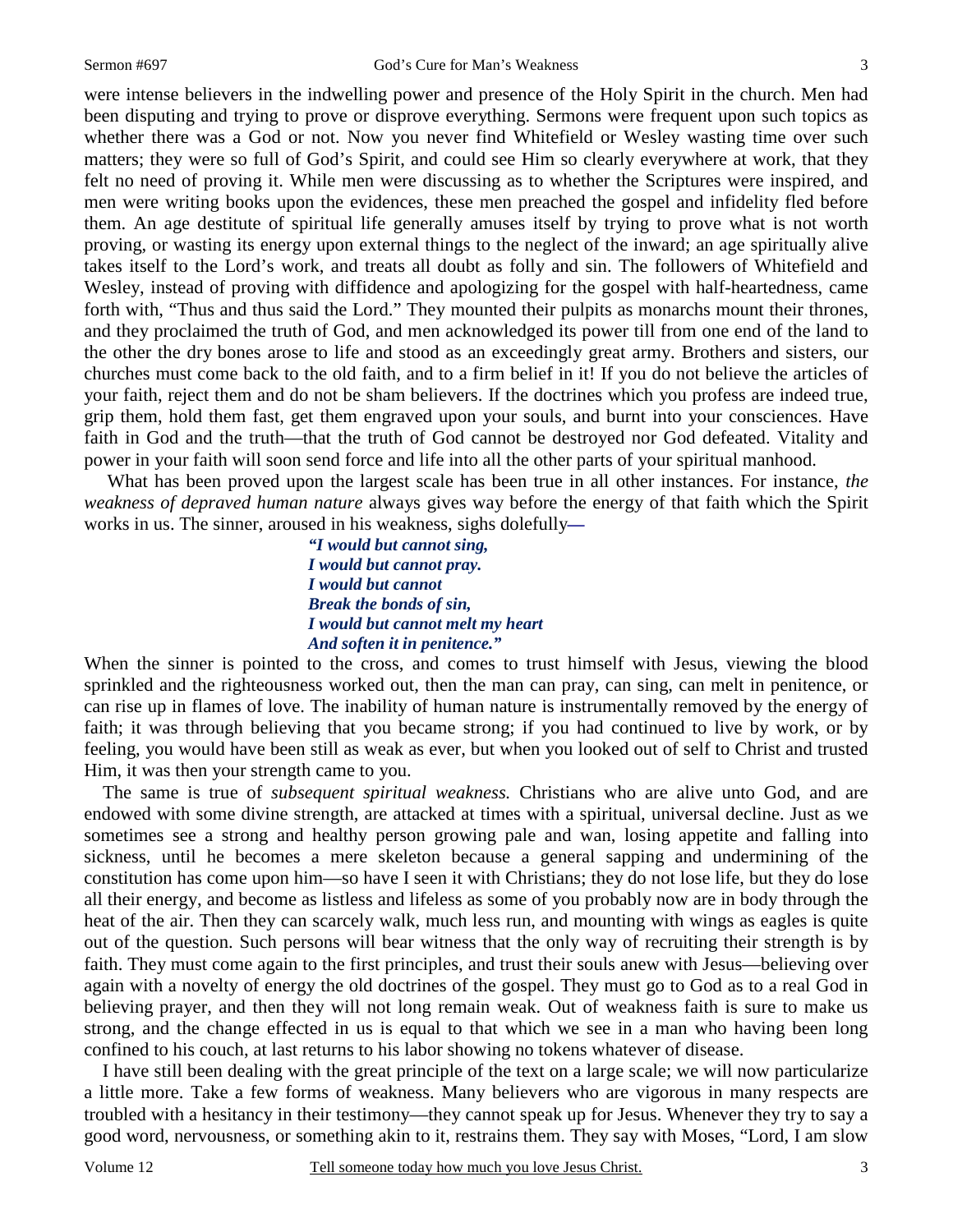were intense believers in the indwelling power and presence of the Holy Spirit in the church. Men had been disputing and trying to prove or disprove everything. Sermons were frequent upon such topics as whether there was a God or not. Now you never find Whitefield or Wesley wasting time over such matters; they were so full of God's Spirit, and could see Him so clearly everywhere at work, that they felt no need of proving it. While men were discussing as to whether the Scriptures were inspired, and men were writing books upon the evidences, these men preached the gospel and infidelity fled before them. An age destitute of spiritual life generally amuses itself by trying to prove what is not worth proving, or wasting its energy upon external things to the neglect of the inward; an age spiritually alive takes itself to the Lord's work, and treats all doubt as folly and sin. The followers of Whitefield and Wesley, instead of proving with diffidence and apologizing for the gospel with half-heartedness, came forth with, "Thus and thus said the Lord." They mounted their pulpits as monarchs mount their thrones, and they proclaimed the truth of God, and men acknowledged its power till from one end of the land to the other the dry bones arose to life and stood as an exceedingly great army. Brothers and sisters, our churches must come back to the old faith, and to a firm belief in it! If you do not believe the articles of your faith, reject them and do not be sham believers. If the doctrines which you profess are indeed true, grip them, hold them fast, get them engraved upon your souls, and burnt into your consciences. Have faith in God and the truth—that the truth of God cannot be destroyed nor God defeated. Vitality and power in your faith will soon send force and life into all the other parts of your spiritual manhood.

What has been proved upon the largest scale has been true in all other instances. For instance, *the weakness of depraved human nature* always gives way before the energy of that faith which the Spirit works in us. The sinner, aroused in his weakness, sighs dolefully—

> *"I would but cannot sing,*
> *I would but cannot pray.*
> *I would but cannot*
> *Break the bonds of sin,*
> *I would but cannot melt my heart*
> *And soften it in penitence."*

When the sinner is pointed to the cross, and comes to trust himself with Jesus, viewing the blood sprinkled and the righteousness worked out, then the man can pray, can sing, can melt in penitence, or can rise up in flames of love. The inability of human nature is instrumentally removed by the energy of faith; it was through believing that you became strong; if you had continued to live by work, or by feeling, you would have been still as weak as ever, but when you looked out of self to Christ and trusted Him, it was then your strength came to you.

The same is true of *subsequent spiritual weakness.* Christians who are alive unto God, and are endowed with some divine strength, are attacked at times with a spiritual, universal decline. Just as we sometimes see a strong and healthy person growing pale and wan, losing appetite and falling into sickness, until he becomes a mere skeleton because a general sapping and undermining of the constitution has come upon him—so have I seen it with Christians; they do not lose life, but they do lose all their energy, and become as listless and lifeless as some of you probably now are in body through the heat of the air. Then they can scarcely walk, much less run, and mounting with wings as eagles is quite out of the question. Such persons will bear witness that the only way of recruiting their strength is by faith. They must come again to the first principles, and trust their souls anew with Jesus—believing over again with a novelty of energy the old doctrines of the gospel. They must go to God as to a real God in believing prayer, and then they will not long remain weak. Out of weakness faith is sure to make us strong, and the change effected in us is equal to that which we see in a man who having been long confined to his couch, at last returns to his labor showing no tokens whatever of disease.

I have still been dealing with the great principle of the text on a large scale; we will now particularize a little more. Take a few forms of weakness. Many believers who are vigorous in many respects are troubled with a hesitancy in their testimony—they cannot speak up for Jesus. Whenever they try to say a good word, nervousness, or something akin to it, restrains them. They say with Moses, "Lord, I am slow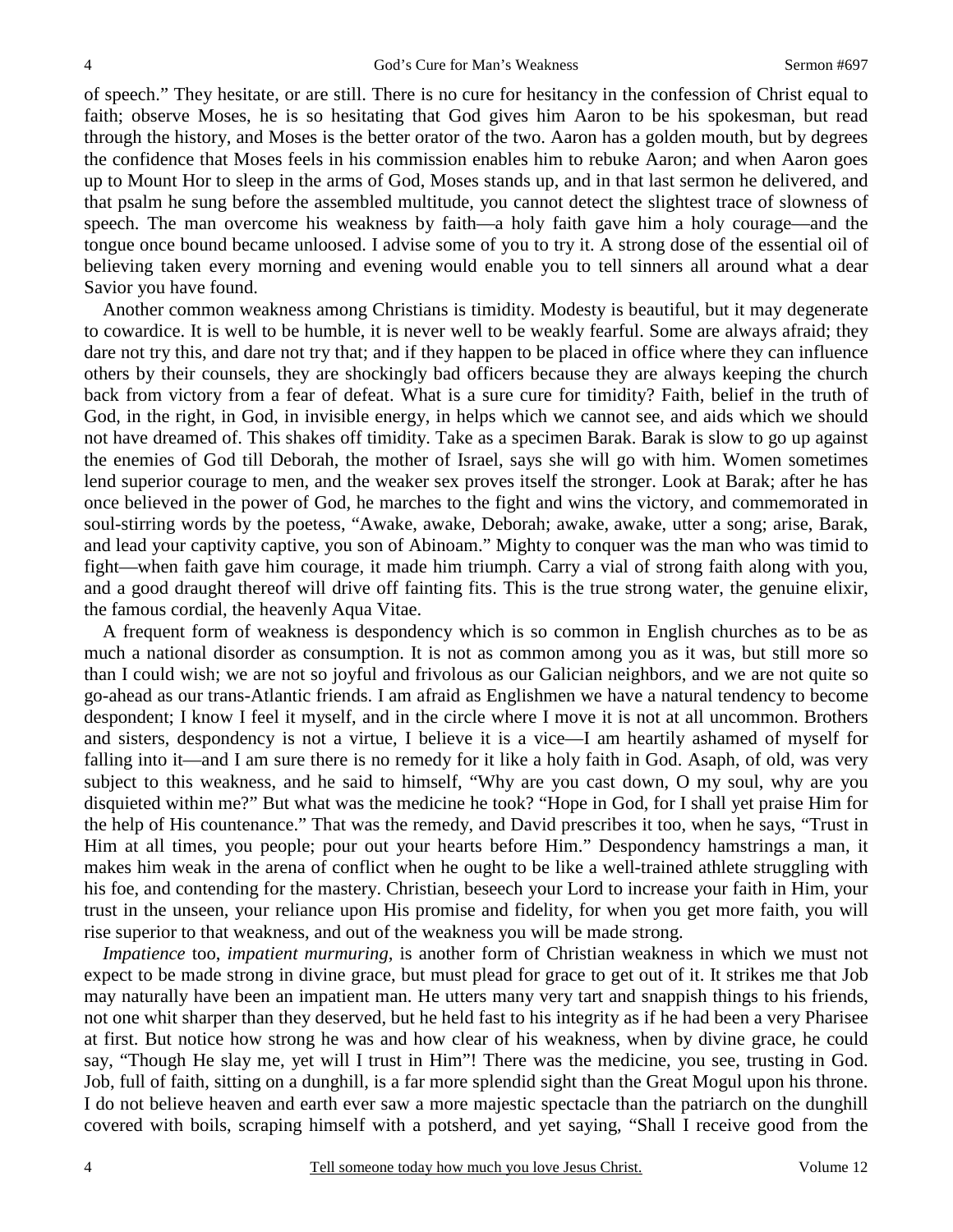of speech." They hesitate, or are still. There is no cure for hesitancy in the confession of Christ equal to faith; observe Moses, he is so hesitating that God gives him Aaron to be his spokesman, but read through the history, and Moses is the better orator of the two. Aaron has a golden mouth, but by degrees the confidence that Moses feels in his commission enables him to rebuke Aaron; and when Aaron goes up to Mount Hor to sleep in the arms of God, Moses stands up, and in that last sermon he delivered, and that psalm he sung before the assembled multitude, you cannot detect the slightest trace of slowness of speech. The man overcome his weakness by faith—a holy faith gave him a holy courage—and the tongue once bound became unloosed. I advise some of you to try it. A strong dose of the essential oil of believing taken every morning and evening would enable you to tell sinners all around what a dear Savior you have found.

Another common weakness among Christians is timidity. Modesty is beautiful, but it may degenerate to cowardice. It is well to be humble, it is never well to be weakly fearful. Some are always afraid; they dare not try this, and dare not try that; and if they happen to be placed in office where they can influence others by their counsels, they are shockingly bad officers because they are always keeping the church back from victory from a fear of defeat. What is a sure cure for timidity? Faith, belief in the truth of God, in the right, in God, in invisible energy, in helps which we cannot see, and aids which we should not have dreamed of. This shakes off timidity. Take as a specimen Barak. Barak is slow to go up against the enemies of God till Deborah, the mother of Israel, says she will go with him. Women sometimes lend superior courage to men, and the weaker sex proves itself the stronger. Look at Barak; after he has once believed in the power of God, he marches to the fight and wins the victory, and commemorated in soul-stirring words by the poetess, "Awake, awake, Deborah; awake, awake, utter a song; arise, Barak, and lead your captivity captive, you son of Abinoam." Mighty to conquer was the man who was timid to fight—when faith gave him courage, it made him triumph. Carry a vial of strong faith along with you, and a good draught thereof will drive off fainting fits. This is the true strong water, the genuine elixir, the famous cordial, the heavenly Aqua Vitae.

A frequent form of weakness is despondency which is so common in English churches as to be as much a national disorder as consumption. It is not as common among you as it was, but still more so than I could wish; we are not so joyful and frivolous as our Galician neighbors, and we are not quite so go-ahead as our trans-Atlantic friends. I am afraid as Englishmen we have a natural tendency to become despondent; I know I feel it myself, and in the circle where I move it is not at all uncommon. Brothers and sisters, despondency is not a virtue, I believe it is a vice—I am heartily ashamed of myself for falling into it—and I am sure there is no remedy for it like a holy faith in God. Asaph, of old, was very subject to this weakness, and he said to himself, "Why are you cast down, O my soul, why are you disquieted within me?" But what was the medicine he took? "Hope in God, for I shall yet praise Him for the help of His countenance." That was the remedy, and David prescribes it too, when he says, "Trust in Him at all times, you people; pour out your hearts before Him." Despondency hamstrings a man, it makes him weak in the arena of conflict when he ought to be like a well-trained athlete struggling with his foe, and contending for the mastery. Christian, beseech your Lord to increase your faith in Him, your trust in the unseen, your reliance upon His promise and fidelity, for when you get more faith, you will rise superior to that weakness, and out of the weakness you will be made strong.

*Impatience* too, *impatient murmuring,* is another form of Christian weakness in which we must not expect to be made strong in divine grace, but must plead for grace to get out of it. It strikes me that Job may naturally have been an impatient man. He utters many very tart and snappish things to his friends, not one whit sharper than they deserved, but he held fast to his integrity as if he had been a very Pharisee at first. But notice how strong he was and how clear of his weakness, when by divine grace, he could say, "Though He slay me, yet will I trust in Him"! There was the medicine, you see, trusting in God. Job, full of faith, sitting on a dunghill, is a far more splendid sight than the Great Mogul upon his throne. I do not believe heaven and earth ever saw a more majestic spectacle than the patriarch on the dunghill covered with boils, scraping himself with a potsherd, and yet saying, "Shall I receive good from the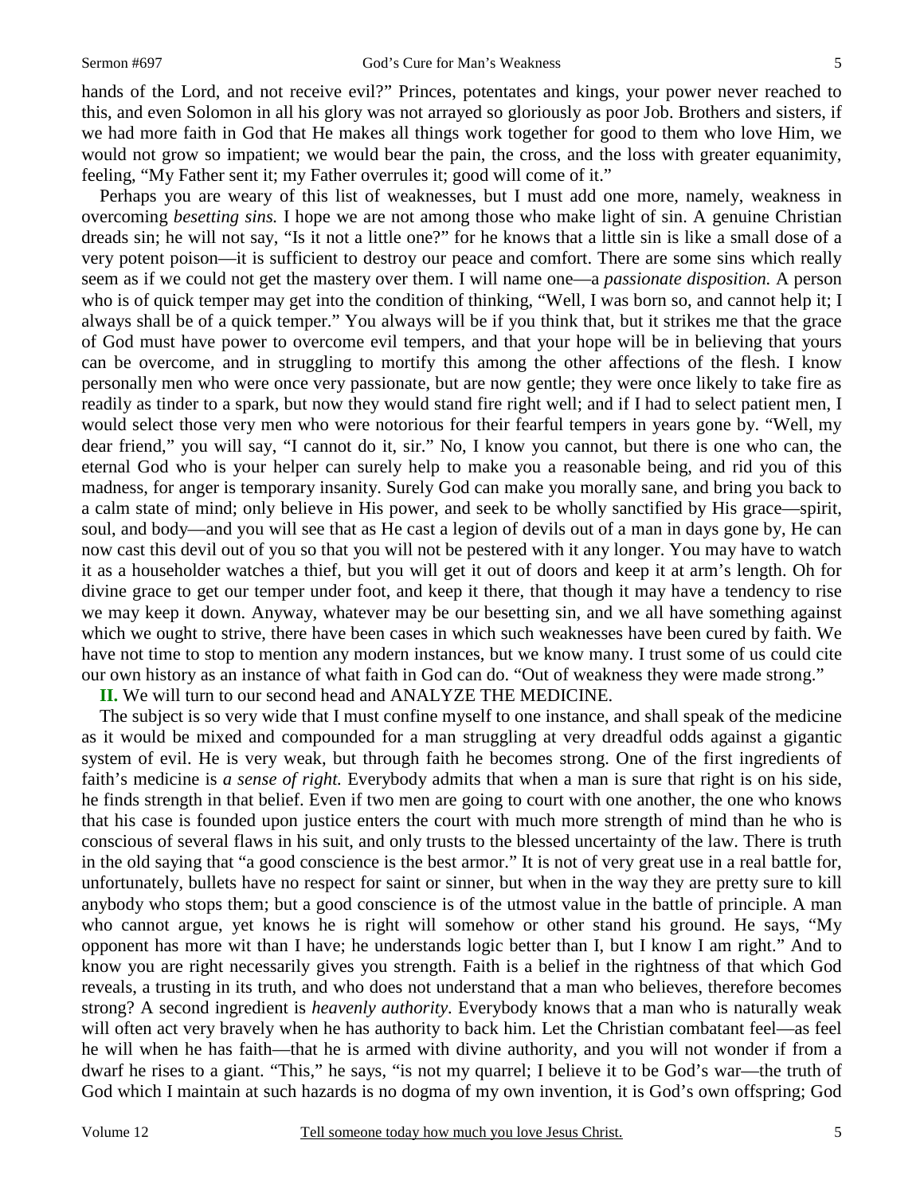hands of the Lord, and not receive evil?" Princes, potentates and kings, your power never reached to this, and even Solomon in all his glory was not arrayed so gloriously as poor Job. Brothers and sisters, if we had more faith in God that He makes all things work together for good to them who love Him, we would not grow so impatient; we would bear the pain, the cross, and the loss with greater equanimity, feeling, "My Father sent it; my Father overrules it; good will come of it."

Perhaps you are weary of this list of weaknesses, but I must add one more, namely, weakness in overcoming *besetting sins.* I hope we are not among those who make light of sin. A genuine Christian dreads sin; he will not say, "Is it not a little one?" for he knows that a little sin is like a small dose of a very potent poison—it is sufficient to destroy our peace and comfort. There are some sins which really seem as if we could not get the mastery over them. I will name one—a *passionate disposition.* A person who is of quick temper may get into the condition of thinking, "Well, I was born so, and cannot help it; I always shall be of a quick temper." You always will be if you think that, but it strikes me that the grace of God must have power to overcome evil tempers, and that your hope will be in believing that yours can be overcome, and in struggling to mortify this among the other affections of the flesh. I know personally men who were once very passionate, but are now gentle; they were once likely to take fire as readily as tinder to a spark, but now they would stand fire right well; and if I had to select patient men, I would select those very men who were notorious for their fearful tempers in years gone by. "Well, my dear friend," you will say, "I cannot do it, sir." No, I know you cannot, but there is one who can, the eternal God who is your helper can surely help to make you a reasonable being, and rid you of this madness, for anger is temporary insanity. Surely God can make you morally sane, and bring you back to a calm state of mind; only believe in His power, and seek to be wholly sanctified by His grace—spirit, soul, and body—and you will see that as He cast a legion of devils out of a man in days gone by, He can now cast this devil out of you so that you will not be pestered with it any longer. You may have to watch it as a householder watches a thief, but you will get it out of doors and keep it at arm's length. Oh for divine grace to get our temper under foot, and keep it there, that though it may have a tendency to rise we may keep it down. Anyway, whatever may be our besetting sin, and we all have something against which we ought to strive, there have been cases in which such weaknesses have been cured by faith. We have not time to stop to mention any modern instances, but we know many. I trust some of us could cite our own history as an instance of what faith in God can do. "Out of weakness they were made strong."

**II.** We will turn to our second head and ANALYZE THE MEDICINE.

The subject is so very wide that I must confine myself to one instance, and shall speak of the medicine as it would be mixed and compounded for a man struggling at very dreadful odds against a gigantic system of evil. He is very weak, but through faith he becomes strong. One of the first ingredients of faith's medicine is *a sense of right.* Everybody admits that when a man is sure that right is on his side, he finds strength in that belief. Even if two men are going to court with one another, the one who knows that his case is founded upon justice enters the court with much more strength of mind than he who is conscious of several flaws in his suit, and only trusts to the blessed uncertainty of the law. There is truth in the old saying that "a good conscience is the best armor." It is not of very great use in a real battle for, unfortunately, bullets have no respect for saint or sinner, but when in the way they are pretty sure to kill anybody who stops them; but a good conscience is of the utmost value in the battle of principle. A man who cannot argue, yet knows he is right will somehow or other stand his ground. He says, "My opponent has more wit than I have; he understands logic better than I, but I know I am right." And to know you are right necessarily gives you strength. Faith is a belief in the rightness of that which God reveals, a trusting in its truth, and who does not understand that a man who believes, therefore becomes strong? A second ingredient is *heavenly authority.* Everybody knows that a man who is naturally weak will often act very bravely when he has authority to back him. Let the Christian combatant feel—as feel he will when he has faith—that he is armed with divine authority, and you will not wonder if from a dwarf he rises to a giant. "This," he says, "is not my quarrel; I believe it to be God's war—the truth of God which I maintain at such hazards is no dogma of my own invention, it is God's own offspring; God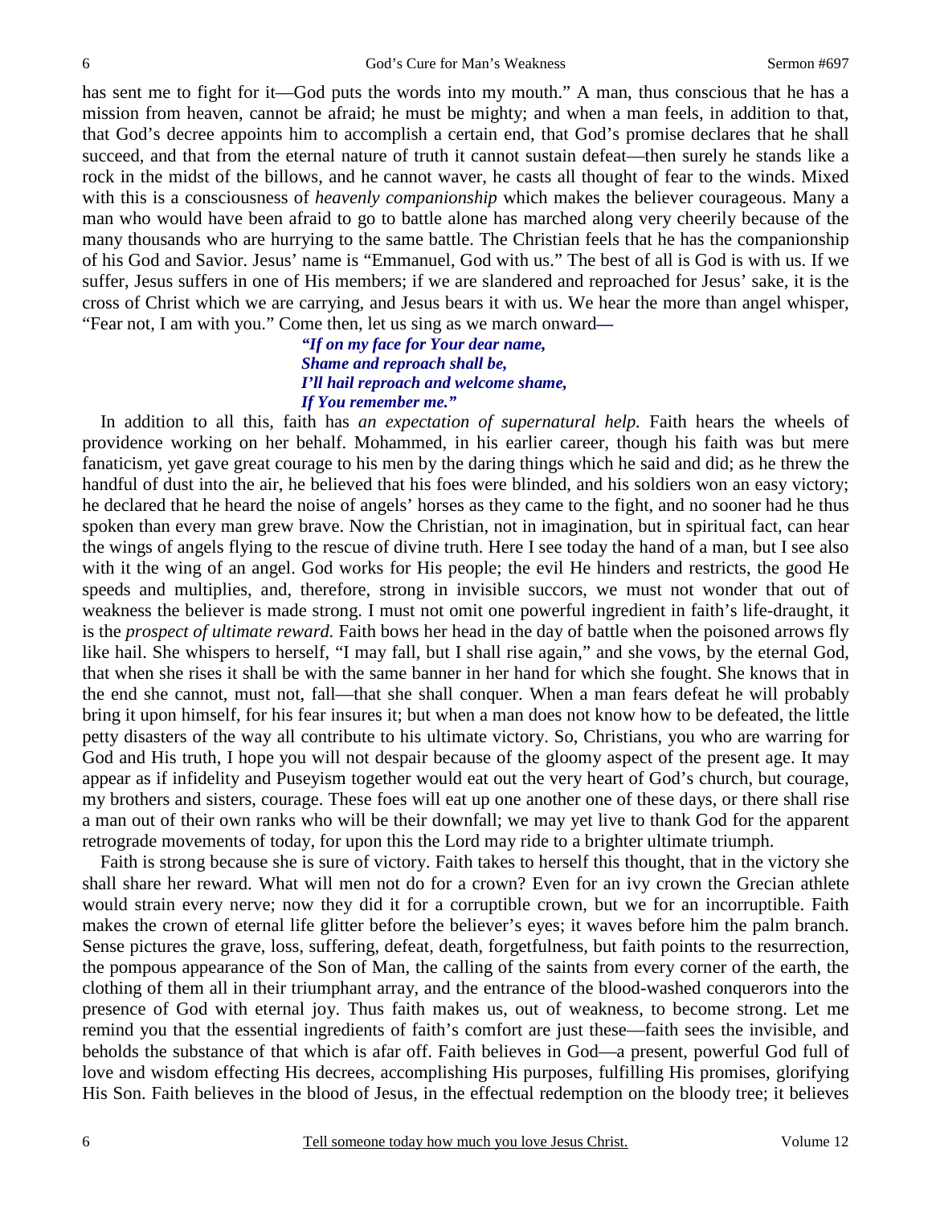has sent me to fight for it—God puts the words into my mouth." A man, thus conscious that he has a mission from heaven, cannot be afraid; he must be mighty; and when a man feels, in addition to that, that God's decree appoints him to accomplish a certain end, that God's promise declares that he shall succeed, and that from the eternal nature of truth it cannot sustain defeat—then surely he stands like a rock in the midst of the billows, and he cannot waver, he casts all thought of fear to the winds. Mixed with this is a consciousness of *heavenly companionship* which makes the believer courageous. Many a man who would have been afraid to go to battle alone has marched along very cheerily because of the many thousands who are hurrying to the same battle. The Christian feels that he has the companionship of his God and Savior. Jesus' name is "Emmanuel, God with us." The best of all is God is with us. If we suffer, Jesus suffers in one of His members; if we are slandered and reproached for Jesus' sake, it is the cross of Christ which we are carrying, and Jesus bears it with us. We hear the more than angel whisper, "Fear not, I am with you." Come then, let us sing as we march onward—

> ***"If on my face for Your dear name,***
> ***Shame and reproach shall be,***
> ***I'll hail reproach and welcome shame,***
> ***If You remember me."***

In addition to all this, faith has *an expectation of supernatural help.* Faith hears the wheels of providence working on her behalf. Mohammed, in his earlier career, though his faith was but mere fanaticism, yet gave great courage to his men by the daring things which he said and did; as he threw the handful of dust into the air, he believed that his foes were blinded, and his soldiers won an easy victory; he declared that he heard the noise of angels' horses as they came to the fight, and no sooner had he thus spoken than every man grew brave. Now the Christian, not in imagination, but in spiritual fact, can hear the wings of angels flying to the rescue of divine truth. Here I see today the hand of a man, but I see also with it the wing of an angel. God works for His people; the evil He hinders and restricts, the good He speeds and multiplies, and, therefore, strong in invisible succors, we must not wonder that out of weakness the believer is made strong. I must not omit one powerful ingredient in faith's life-draught, it is the *prospect of ultimate reward.* Faith bows her head in the day of battle when the poisoned arrows fly like hail. She whispers to herself, "I may fall, but I shall rise again," and she vows, by the eternal God, that when she rises it shall be with the same banner in her hand for which she fought. She knows that in the end she cannot, must not, fall—that she shall conquer. When a man fears defeat he will probably bring it upon himself, for his fear insures it; but when a man does not know how to be defeated, the little petty disasters of the way all contribute to his ultimate victory. So, Christians, you who are warring for God and His truth, I hope you will not despair because of the gloomy aspect of the present age. It may appear as if infidelity and Puseyism together would eat out the very heart of God's church, but courage, my brothers and sisters, courage. These foes will eat up one another one of these days, or there shall rise a man out of their own ranks who will be their downfall; we may yet live to thank God for the apparent retrograde movements of today, for upon this the Lord may ride to a brighter ultimate triumph.

Faith is strong because she is sure of victory. Faith takes to herself this thought, that in the victory she shall share her reward. What will men not do for a crown? Even for an ivy crown the Grecian athlete would strain every nerve; now they did it for a corruptible crown, but we for an incorruptible. Faith makes the crown of eternal life glitter before the believer's eyes; it waves before him the palm branch. Sense pictures the grave, loss, suffering, defeat, death, forgetfulness, but faith points to the resurrection, the pompous appearance of the Son of Man, the calling of the saints from every corner of the earth, the clothing of them all in their triumphant array, and the entrance of the blood-washed conquerors into the presence of God with eternal joy. Thus faith makes us, out of weakness, to become strong. Let me remind you that the essential ingredients of faith's comfort are just these—faith sees the invisible, and beholds the substance of that which is afar off. Faith believes in God—a present, powerful God full of love and wisdom effecting His decrees, accomplishing His purposes, fulfilling His promises, glorifying His Son. Faith believes in the blood of Jesus, in the effectual redemption on the bloody tree; it believes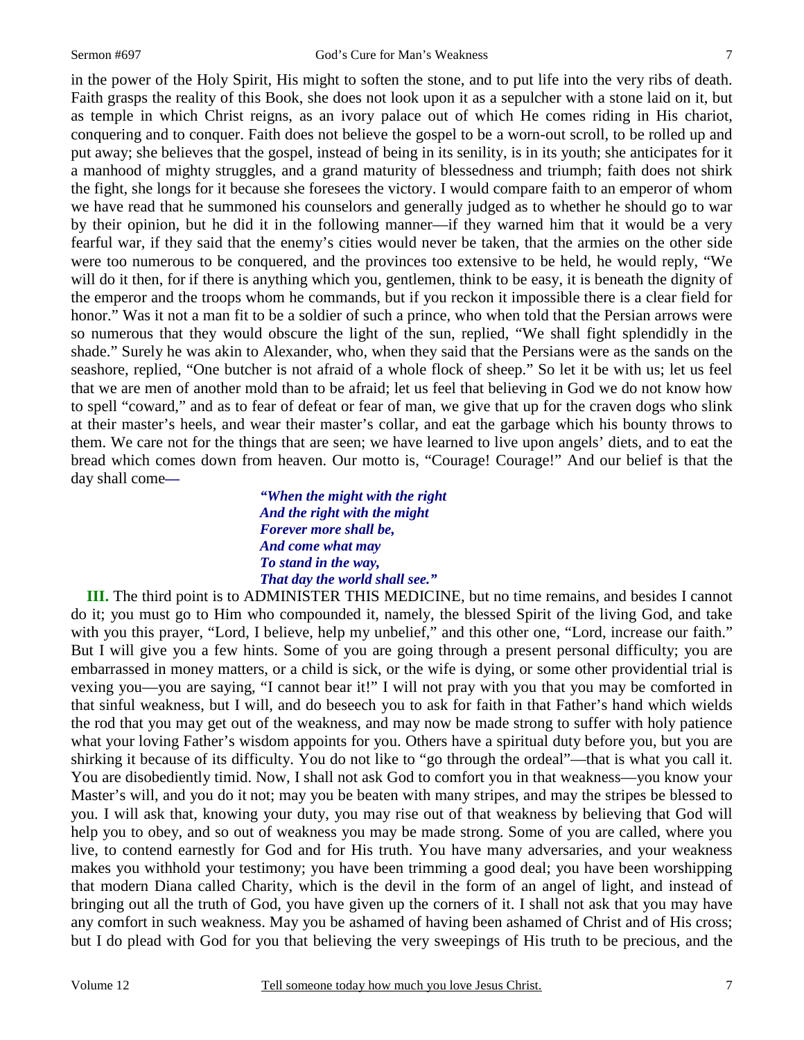in the power of the Holy Spirit, His might to soften the stone, and to put life into the very ribs of death. Faith grasps the reality of this Book, she does not look upon it as a sepulcher with a stone laid on it, but as temple in which Christ reigns, as an ivory palace out of which He comes riding in His chariot, conquering and to conquer. Faith does not believe the gospel to be a worn-out scroll, to be rolled up and put away; she believes that the gospel, instead of being in its senility, is in its youth; she anticipates for it a manhood of mighty struggles, and a grand maturity of blessedness and triumph; faith does not shirk the fight, she longs for it because she foresees the victory. I would compare faith to an emperor of whom we have read that he summoned his counselors and generally judged as to whether he should go to war by their opinion, but he did it in the following manner—if they warned him that it would be a very fearful war, if they said that the enemy's cities would never be taken, that the armies on the other side were too numerous to be conquered, and the provinces too extensive to be held, he would reply, "We will do it then, for if there is anything which you, gentlemen, think to be easy, it is beneath the dignity of the emperor and the troops whom he commands, but if you reckon it impossible there is a clear field for honor." Was it not a man fit to be a soldier of such a prince, who when told that the Persian arrows were so numerous that they would obscure the light of the sun, replied, "We shall fight splendidly in the shade." Surely he was akin to Alexander, who, when they said that the Persians were as the sands on the seashore, replied, "One butcher is not afraid of a whole flock of sheep." So let it be with us; let us feel that we are men of another mold than to be afraid; let us feel that believing in God we do not know how to spell "coward," and as to fear of defeat or fear of man, we give that up for the craven dogs who slink at their master's heels, and wear their master's collar, and eat the garbage which his bounty throws to them. We care not for the things that are seen; we have learned to live upon angels' diets, and to eat the bread which comes down from heaven. Our motto is, "Courage! Courage!" And our belief is that the day shall come—

> ***"When the might with the right***
> ***And the right with the might***
> ***Forever more shall be,***
> ***And come what may***
> ***To stand in the way,***
> ***That day the world shall see."***

**III.** The third point is to ADMINISTER THIS MEDICINE, but no time remains, and besides I cannot do it; you must go to Him who compounded it, namely, the blessed Spirit of the living God, and take with you this prayer, "Lord, I believe, help my unbelief," and this other one, "Lord, increase our faith." But I will give you a few hints. Some of you are going through a present personal difficulty; you are embarrassed in money matters, or a child is sick, or the wife is dying, or some other providential trial is vexing you—you are saying, "I cannot bear it!" I will not pray with you that you may be comforted in that sinful weakness, but I will, and do beseech you to ask for faith in that Father's hand which wields the rod that you may get out of the weakness, and may now be made strong to suffer with holy patience what your loving Father's wisdom appoints for you. Others have a spiritual duty before you, but you are shirking it because of its difficulty. You do not like to "go through the ordeal"—that is what you call it. You are disobediently timid. Now, I shall not ask God to comfort you in that weakness—you know your Master's will, and you do it not; may you be beaten with many stripes, and may the stripes be blessed to you. I will ask that, knowing your duty, you may rise out of that weakness by believing that God will help you to obey, and so out of weakness you may be made strong. Some of you are called, where you live, to contend earnestly for God and for His truth. You have many adversaries, and your weakness makes you withhold your testimony; you have been trimming a good deal; you have been worshipping that modern Diana called Charity, which is the devil in the form of an angel of light, and instead of bringing out all the truth of God, you have given up the corners of it. I shall not ask that you may have any comfort in such weakness. May you be ashamed of having been ashamed of Christ and of His cross; but I do plead with God for you that believing the very sweepings of His truth to be precious, and the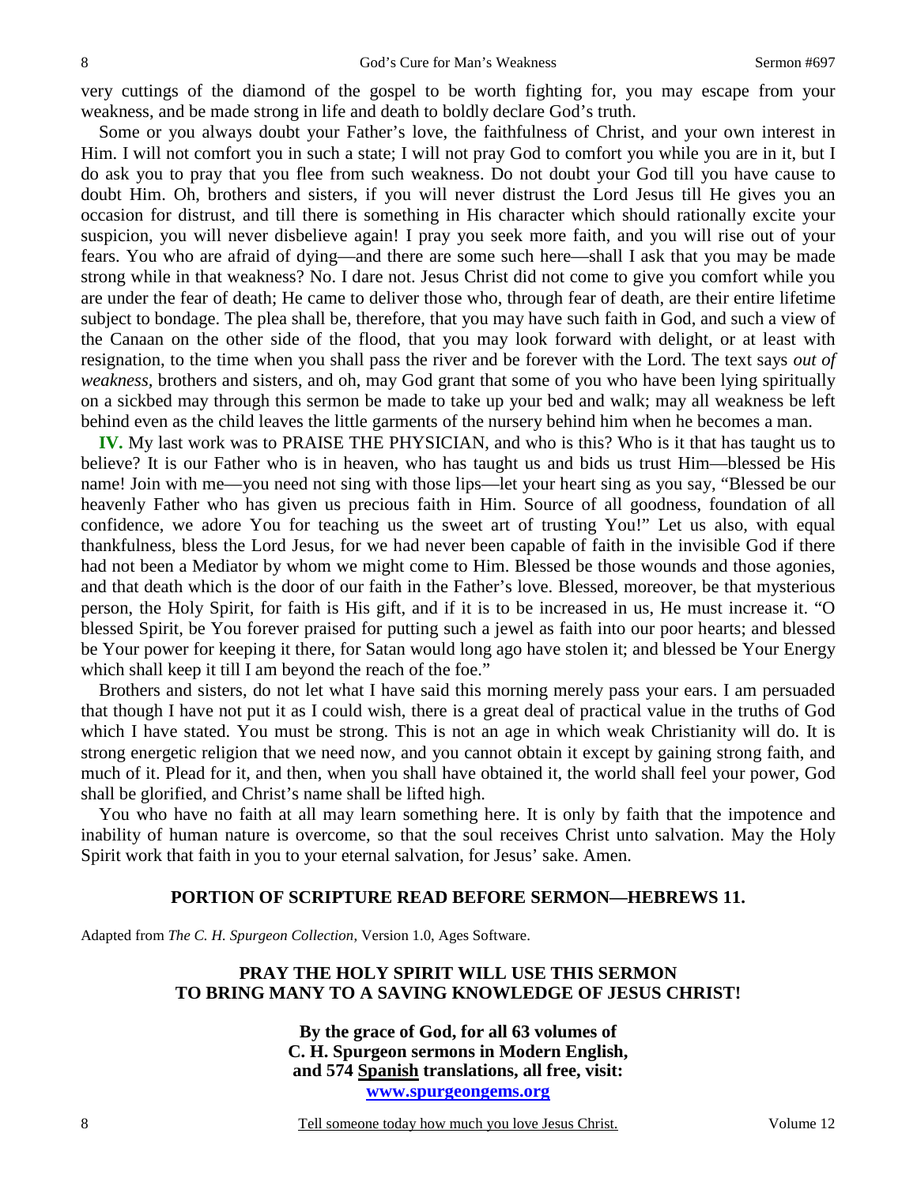very cuttings of the diamond of the gospel to be worth fighting for, you may escape from your weakness, and be made strong in life and death to boldly declare God's truth.

Some or you always doubt your Father's love, the faithfulness of Christ, and your own interest in Him. I will not comfort you in such a state; I will not pray God to comfort you while you are in it, but I do ask you to pray that you flee from such weakness. Do not doubt your God till you have cause to doubt Him. Oh, brothers and sisters, if you will never distrust the Lord Jesus till He gives you an occasion for distrust, and till there is something in His character which should rationally excite your suspicion, you will never disbelieve again! I pray you seek more faith, and you will rise out of your fears. You who are afraid of dying—and there are some such here—shall I ask that you may be made strong while in that weakness? No. I dare not. Jesus Christ did not come to give you comfort while you are under the fear of death; He came to deliver those who, through fear of death, are their entire lifetime subject to bondage. The plea shall be, therefore, that you may have such faith in God, and such a view of the Canaan on the other side of the flood, that you may look forward with delight, or at least with resignation, to the time when you shall pass the river and be forever with the Lord. The text says *out of weakness*, brothers and sisters, and oh, may God grant that some of you who have been lying spiritually on a sickbed may through this sermon be made to take up your bed and walk; may all weakness be left behind even as the child leaves the little garments of the nursery behind him when he becomes a man.

**IV.** My last work was to PRAISE THE PHYSICIAN, and who is this? Who is it that has taught us to believe? It is our Father who is in heaven, who has taught us and bids us trust Him—blessed be His name! Join with me—you need not sing with those lips—let your heart sing as you say, "Blessed be our heavenly Father who has given us precious faith in Him. Source of all goodness, foundation of all confidence, we adore You for teaching us the sweet art of trusting You!" Let us also, with equal thankfulness, bless the Lord Jesus, for we had never been capable of faith in the invisible God if there had not been a Mediator by whom we might come to Him. Blessed be those wounds and those agonies, and that death which is the door of our faith in the Father's love. Blessed, moreover, be that mysterious person, the Holy Spirit, for faith is His gift, and if it is to be increased in us, He must increase it. "O blessed Spirit, be You forever praised for putting such a jewel as faith into our poor hearts; and blessed be Your power for keeping it there, for Satan would long ago have stolen it; and blessed be Your Energy which shall keep it till I am beyond the reach of the foe."

Brothers and sisters, do not let what I have said this morning merely pass your ears. I am persuaded that though I have not put it as I could wish, there is a great deal of practical value in the truths of God which I have stated. You must be strong. This is not an age in which weak Christianity will do. It is strong energetic religion that we need now, and you cannot obtain it except by gaining strong faith, and much of it. Plead for it, and then, when you shall have obtained it, the world shall feel your power, God shall be glorified, and Christ's name shall be lifted high.

You who have no faith at all may learn something here. It is only by faith that the impotence and inability of human nature is overcome, so that the soul receives Christ unto salvation. May the Holy Spirit work that faith in you to your eternal salvation, for Jesus' sake. Amen.

**PORTION OF SCRIPTURE READ BEFORE SERMON—HEBREWS 11.**

Adapted from *The C. H. Spurgeon Collection*, Version 1.0, Ages Software.

**PRAY THE HOLY SPIRIT WILL USE THIS SERMON TO BRING MANY TO A SAVING KNOWLEDGE OF JESUS CHRIST!**

**By the grace of God, for all 63 volumes of C. H. Spurgeon sermons in Modern English, and 574 Spanish translations, all free, visit: www.spurgeongems.org**

Tell someone today how much you love Jesus Christ.